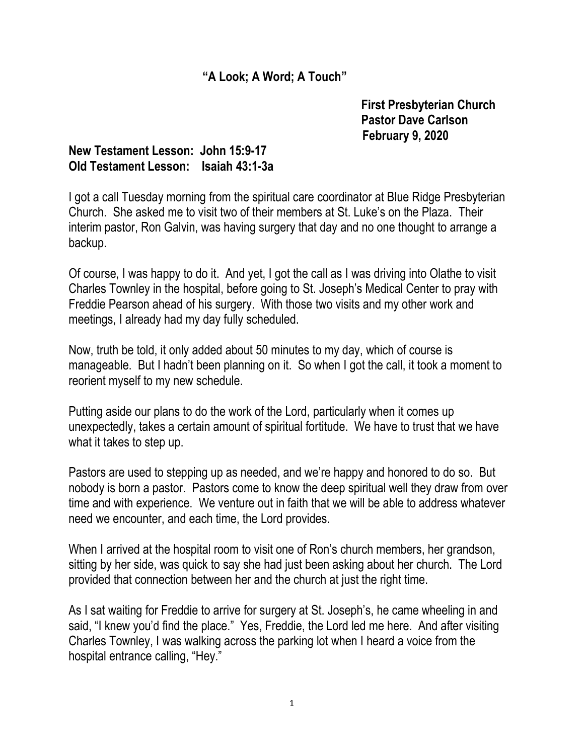# "A Look; A Word; A Touch"

**First Presbyterian Church**
**Pastor Dave Carlson**
**February 9, 2020**

**New Testament Lesson: John 15:9-17**
**Old Testament Lesson: Isaiah 43:1-3a**

I got a call Tuesday morning from the spiritual care coordinator at Blue Ridge Presbyterian Church. She asked me to visit two of their members at St. Luke's on the Plaza. Their interim pastor, Ron Galvin, was having surgery that day and no one thought to arrange a backup.

Of course, I was happy to do it. And yet, I got the call as I was driving into Olathe to visit Charles Townley in the hospital, before going to St. Joseph's Medical Center to pray with Freddie Pearson ahead of his surgery. With those two visits and my other work and meetings, I already had my day fully scheduled.

Now, truth be told, it only added about 50 minutes to my day, which of course is manageable. But I hadn't been planning on it. So when I got the call, it took a moment to reorient myself to my new schedule.

Putting aside our plans to do the work of the Lord, particularly when it comes up unexpectedly, takes a certain amount of spiritual fortitude. We have to trust that we have what it takes to step up.

Pastors are used to stepping up as needed, and we're happy and honored to do so. But nobody is born a pastor. Pastors come to know the deep spiritual well they draw from over time and with experience. We venture out in faith that we will be able to address whatever need we encounter, and each time, the Lord provides.

When I arrived at the hospital room to visit one of Ron's church members, her grandson, sitting by her side, was quick to say she had just been asking about her church. The Lord provided that connection between her and the church at just the right time.

As I sat waiting for Freddie to arrive for surgery at St. Joseph's, he came wheeling in and said, "I knew you'd find the place." Yes, Freddie, the Lord led me here. And after visiting Charles Townley, I was walking across the parking lot when I heard a voice from the hospital entrance calling, "Hey."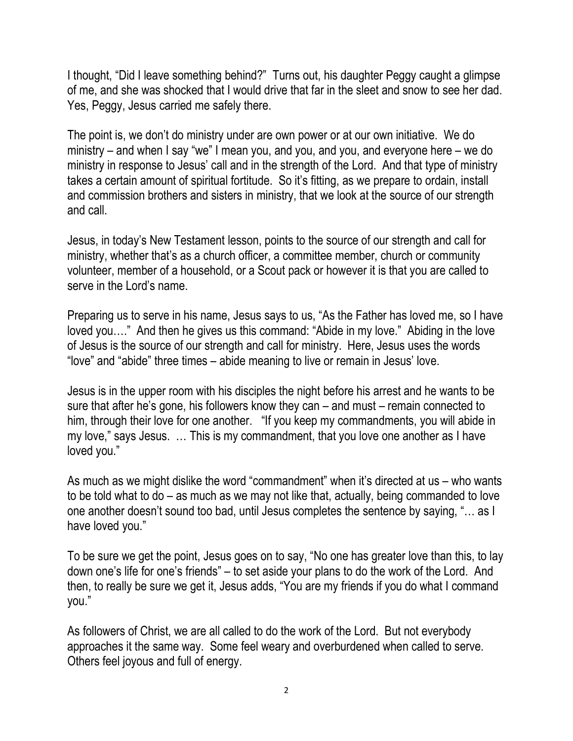I thought, "Did I leave something behind?" Turns out, his daughter Peggy caught a glimpse of me, and she was shocked that I would drive that far in the sleet and snow to see her dad. Yes, Peggy, Jesus carried me safely there.

The point is, we don't do ministry under are own power or at our own initiative. We do ministry – and when I say "we" I mean you, and you, and you, and everyone here – we do ministry in response to Jesus' call and in the strength of the Lord. And that type of ministry takes a certain amount of spiritual fortitude. So it's fitting, as we prepare to ordain, install and commission brothers and sisters in ministry, that we look at the source of our strength and call.

Jesus, in today's New Testament lesson, points to the source of our strength and call for ministry, whether that's as a church officer, a committee member, church or community volunteer, member of a household, or a Scout pack or however it is that you are called to serve in the Lord's name.

Preparing us to serve in his name, Jesus says to us, "As the Father has loved me, so I have loved you…." And then he gives us this command: "Abide in my love." Abiding in the love of Jesus is the source of our strength and call for ministry. Here, Jesus uses the words "love" and "abide" three times – abide meaning to live or remain in Jesus' love.

Jesus is in the upper room with his disciples the night before his arrest and he wants to be sure that after he's gone, his followers know they can – and must – remain connected to him, through their love for one another. "If you keep my commandments, you will abide in my love," says Jesus. … This is my commandment, that you love one another as I have loved you."

As much as we might dislike the word "commandment" when it's directed at us – who wants to be told what to do – as much as we may not like that, actually, being commanded to love one another doesn't sound too bad, until Jesus completes the sentence by saying, "… as I have loved you."

To be sure we get the point, Jesus goes on to say, "No one has greater love than this, to lay down one's life for one's friends" – to set aside your plans to do the work of the Lord. And then, to really be sure we get it, Jesus adds, "You are my friends if you do what I command you."

As followers of Christ, we are all called to do the work of the Lord. But not everybody approaches it the same way. Some feel weary and overburdened when called to serve. Others feel joyous and full of energy.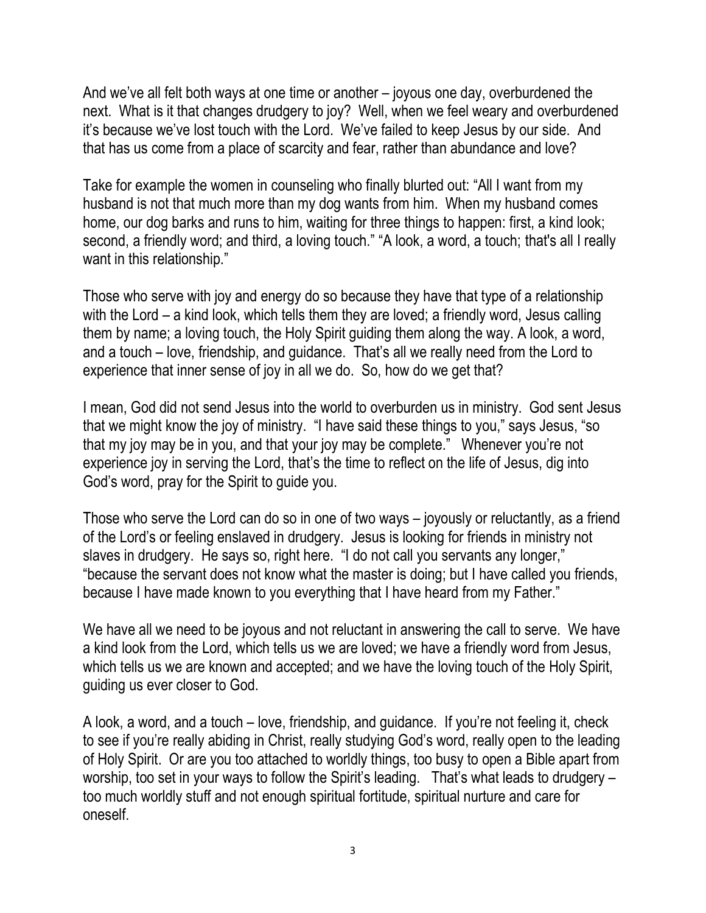And we've all felt both ways at one time or another – joyous one day, overburdened the next. What is it that changes drudgery to joy? Well, when we feel weary and overburdened it's because we've lost touch with the Lord. We've failed to keep Jesus by our side. And that has us come from a place of scarcity and fear, rather than abundance and love?

Take for example the women in counseling who finally blurted out: "All I want from my husband is not that much more than my dog wants from him. When my husband comes home, our dog barks and runs to him, waiting for three things to happen: first, a kind look; second, a friendly word; and third, a loving touch." "A look, a word, a touch; that's all I really want in this relationship."

Those who serve with joy and energy do so because they have that type of a relationship with the Lord – a kind look, which tells them they are loved; a friendly word, Jesus calling them by name; a loving touch, the Holy Spirit guiding them along the way. A look, a word, and a touch – love, friendship, and guidance. That's all we really need from the Lord to experience that inner sense of joy in all we do. So, how do we get that?

I mean, God did not send Jesus into the world to overburden us in ministry. God sent Jesus that we might know the joy of ministry. "I have said these things to you," says Jesus, "so that my joy may be in you, and that your joy may be complete." Whenever you're not experience joy in serving the Lord, that's the time to reflect on the life of Jesus, dig into God's word, pray for the Spirit to guide you.

Those who serve the Lord can do so in one of two ways – joyously or reluctantly, as a friend of the Lord's or feeling enslaved in drudgery. Jesus is looking for friends in ministry not slaves in drudgery. He says so, right here. "I do not call you servants any longer," "because the servant does not know what the master is doing; but I have called you friends, because I have made known to you everything that I have heard from my Father."

We have all we need to be joyous and not reluctant in answering the call to serve. We have a kind look from the Lord, which tells us we are loved; we have a friendly word from Jesus, which tells us we are known and accepted; and we have the loving touch of the Holy Spirit, guiding us ever closer to God.

A look, a word, and a touch – love, friendship, and guidance. If you're not feeling it, check to see if you're really abiding in Christ, really studying God's word, really open to the leading of Holy Spirit. Or are you too attached to worldly things, too busy to open a Bible apart from worship, too set in your ways to follow the Spirit's leading. That's what leads to drudgery – too much worldly stuff and not enough spiritual fortitude, spiritual nurture and care for oneself.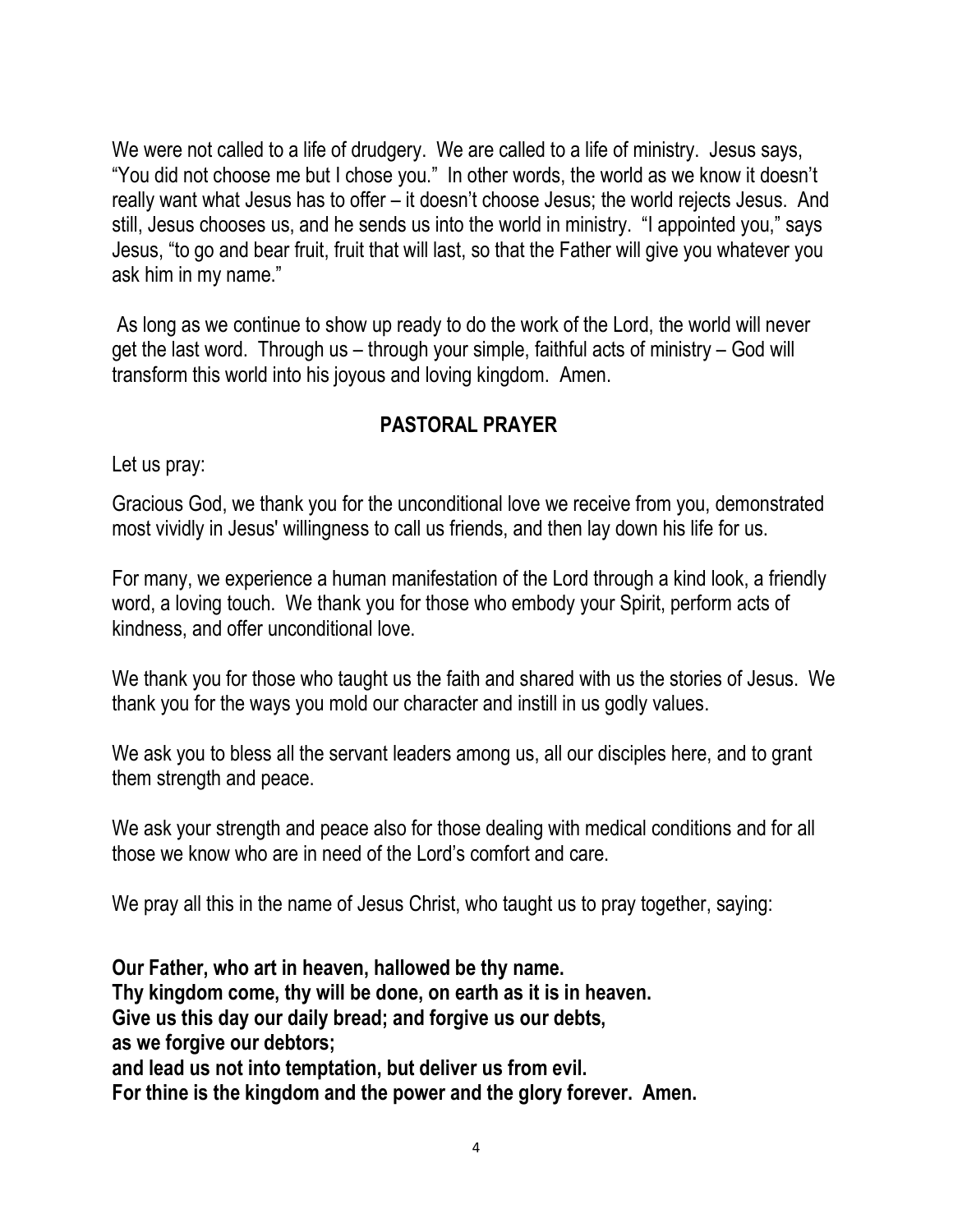We were not called to a life of drudgery. We are called to a life of ministry. Jesus says, "You did not choose me but I chose you." In other words, the world as we know it doesn't really want what Jesus has to offer – it doesn't choose Jesus; the world rejects Jesus. And still, Jesus chooses us, and he sends us into the world in ministry. "I appointed you," says Jesus, "to go and bear fruit, fruit that will last, so that the Father will give you whatever you ask him in my name."

As long as we continue to show up ready to do the work of the Lord, the world will never get the last word. Through us – through your simple, faithful acts of ministry – God will transform this world into his joyous and loving kingdom. Amen.

## PASTORAL PRAYER

Let us pray:

Gracious God, we thank you for the unconditional love we receive from you, demonstrated most vividly in Jesus' willingness to call us friends, and then lay down his life for us.

For many, we experience a human manifestation of the Lord through a kind look, a friendly word, a loving touch. We thank you for those who embody your Spirit, perform acts of kindness, and offer unconditional love.

We thank you for those who taught us the faith and shared with us the stories of Jesus. We thank you for the ways you mold our character and instill in us godly values.

We ask you to bless all the servant leaders among us, all our disciples here, and to grant them strength and peace.

We ask your strength and peace also for those dealing with medical conditions and for all those we know who are in need of the Lord's comfort and care.

We pray all this in the name of Jesus Christ, who taught us to pray together, saying:

**Our Father, who art in heaven, hallowed be thy name.**
**Thy kingdom come, thy will be done, on earth as it is in heaven.**
**Give us this day our daily bread; and forgive us our debts,**
**as we forgive our debtors;**
**and lead us not into temptation, but deliver us from evil.**
**For thine is the kingdom and the power and the glory forever. Amen.**